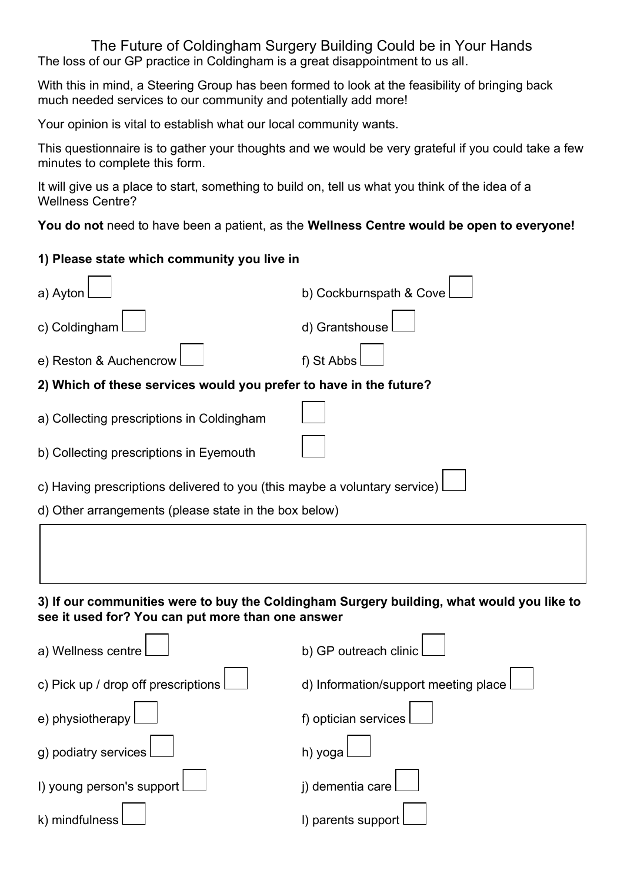# The Future of Coldingham Surgery Building Could be in Your Hands

The loss of our GP practice in Coldingham is a great disappointment to us all.

With this in mind, a Steering Group has been formed to look at the feasibility of bringing back much needed services to our community and potentially add more!

Your opinion is vital to establish what our local community wants.

This questionnaire is to gather your thoughts and we would be very grateful if you could take a few minutes to complete this form.

It will give us a place to start, something to build on, tell us what you think of the idea of a Wellness Centre?

**You do not** need to have been a patient, as the **Wellness Centre would be open to everyone!**

**1) Please state which community you live in**

a) Ayton ☐

b) Cockburnspath & Cove ☐

c) Coldingham ☐

d) Grantshouse ☐

e) Reston & Auchencrow ☐

f) St Abbs ☐

**2) Which of these services would you prefer to have in the future?**

a) Collecting prescriptions in Coldingham ☐

b) Collecting prescriptions in Eyemouth ☐

c) Having prescriptions delivered to you (this maybe a voluntary service) ☐

d) Other arrangements (please state in the box below)

| |
|---|
| |

**3) If our communities were to buy the Coldingham Surgery building, what would you like to see it used for? You can put more than one answer**

a) Wellness centre ☐

b) GP outreach clinic ☐

c) Pick up / drop off prescriptions ☐

d) Information/support meeting place ☐

e) physiotherapy ☐

f) optician services ☐

g) podiatry services ☐

h) yoga ☐

I) young person's support ☐

j) dementia care ☐

k) mindfulness ☐

l) parents support ☐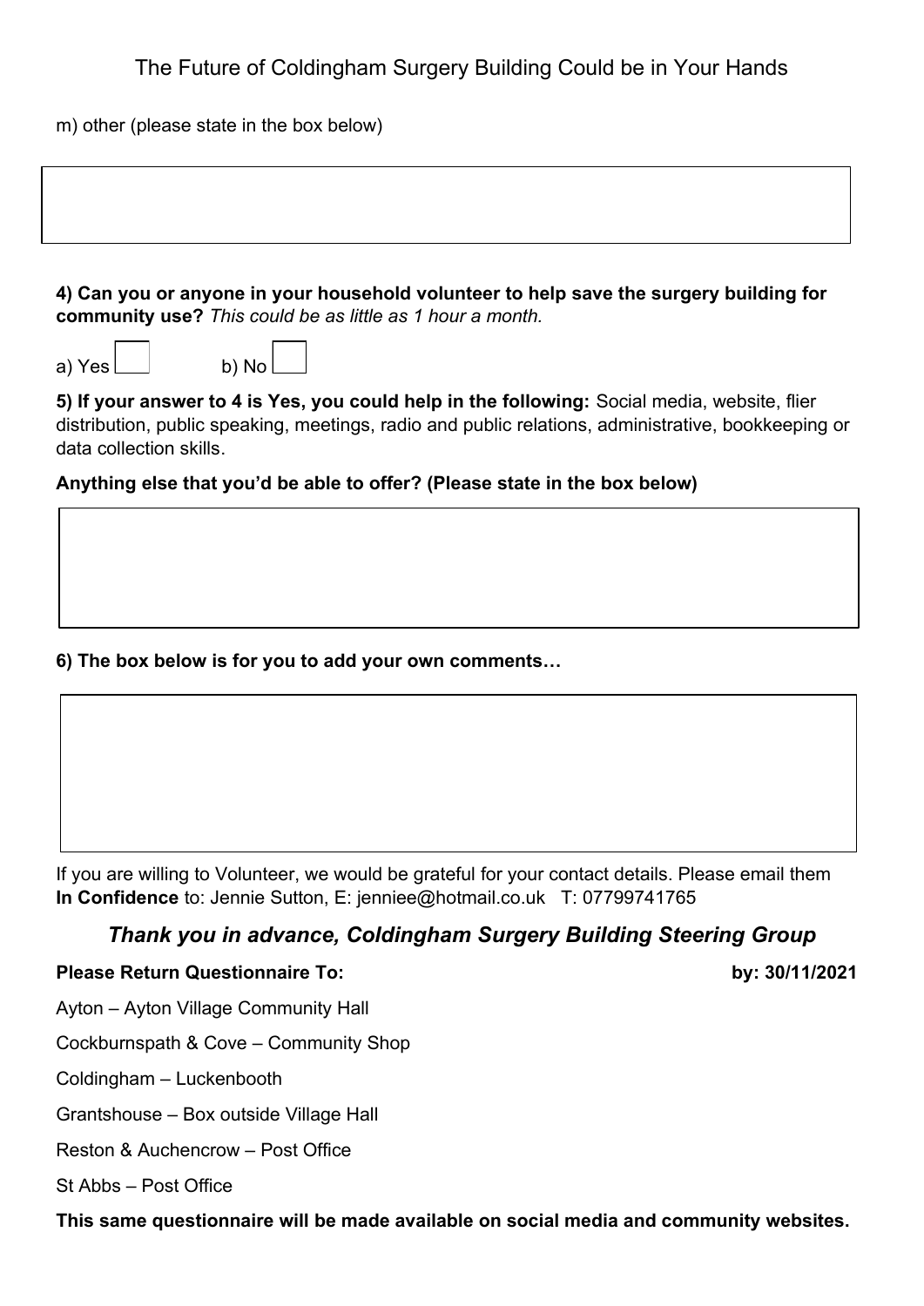m) other (please state in the box below)

**4) Can you or anyone in your household volunteer to help save the surgery building for community use?** *This could be as little as 1 hour a month.*

a) Yes ☐ b) No ☐

**5) If your answer to 4 is Yes, you could help in the following:** Social media, website, flier distribution, public speaking, meetings, radio and public relations, administrative, bookkeeping or data collection skills.

**Anything else that you'd be able to offer? (Please state in the box below)**

**6) The box below is for you to add your own comments…**

If you are willing to Volunteer, we would be grateful for your contact details. Please email them **In Confidence** to: Jennie Sutton, E: jenniee@hotmail.co.uk T: 07799741765

## *Thank you in advance, Coldingham Surgery Building Steering Group*

**Please Return Questionnaire To:** **by: 30/11/2021**

Ayton – Ayton Village Community Hall

Cockburnspath & Cove – Community Shop

Coldingham – Luckenbooth

Grantshouse – Box outside Village Hall

Reston & Auchencrow – Post Office

St Abbs – Post Office

**This same questionnaire will be made available on social media and community websites.**